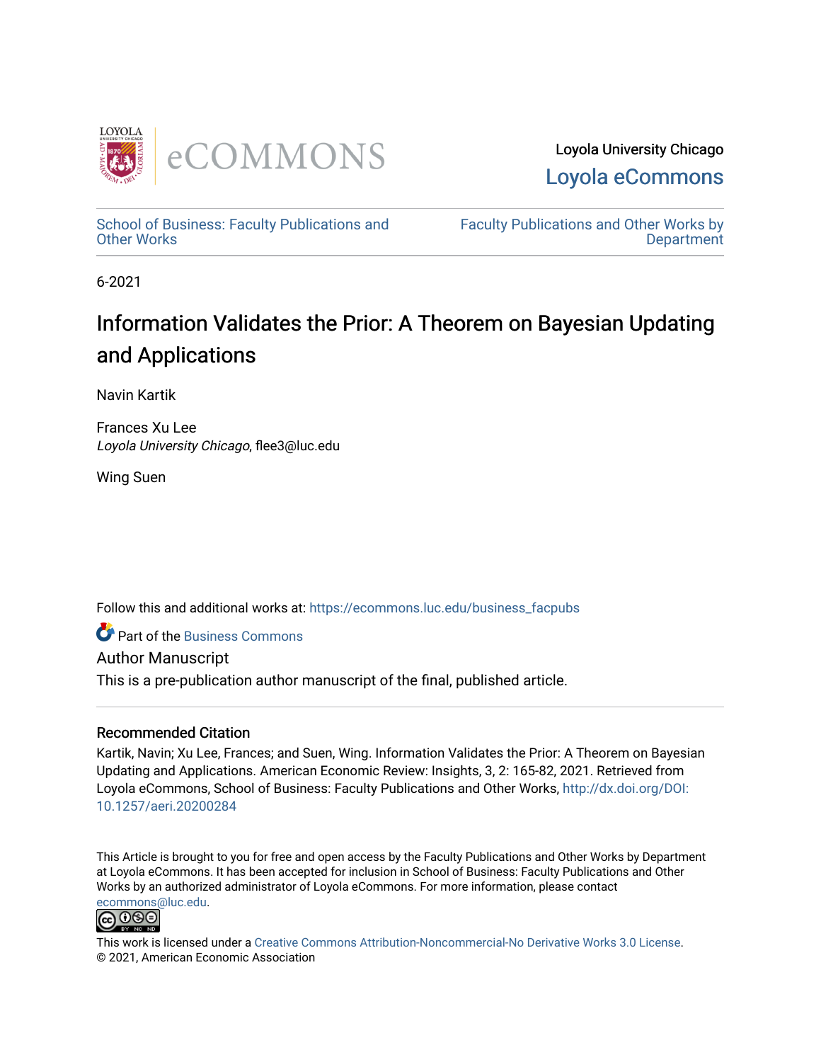Loyola University Chicago

Loyola eCommons

School of Business: Faculty Publications and Other Works

Faculty Publications and Other Works by Department

6-2021

# Information Validates the Prior: A Theorem on Bayesian Updating and Applications

Navin Kartik

Frances Xu Lee
*Loyola University Chicago*, flee3@luc.edu

Wing Suen

Follow this and additional works at: https://ecommons.luc.edu/business_facpubs

Part of the Business Commons

Author Manuscript

This is a pre-publication author manuscript of the final, published article.

## Recommended Citation

Kartik, Navin; Xu Lee, Frances; and Suen, Wing. Information Validates the Prior: A Theorem on Bayesian Updating and Applications. American Economic Review: Insights, 3, 2: 165-82, 2021. Retrieved from Loyola eCommons, School of Business: Faculty Publications and Other Works, http://dx.doi.org/DOI: 10.1257/aeri.20200284

This Article is brought to you for free and open access by the Faculty Publications and Other Works by Department at Loyola eCommons. It has been accepted for inclusion in School of Business: Faculty Publications and Other Works by an authorized administrator of Loyola eCommons. For more information, please contact ecommons@luc.edu.

This work is licensed under a Creative Commons Attribution-Noncommercial-No Derivative Works 3.0 License.
© 2021, American Economic Association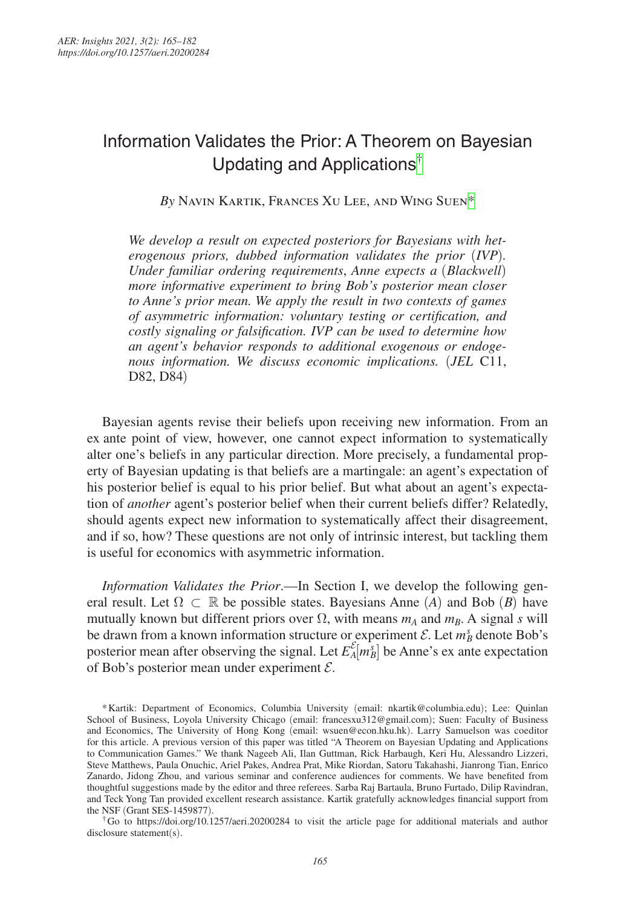# Information Validates the Prior: A Theorem on Bayesian Updating and Applications†

*By* Navin Kartik, Frances Xu Lee, and Wing Suen*

*We develop a result on expected posteriors for Bayesians with heterogenous priors, dubbed information validates the prior (IVP). Under familiar ordering requirements, Anne expects a (Blackwell) more informative experiment to bring Bob's posterior mean closer to Anne's prior mean. We apply the result in two contexts of games of asymmetric information: voluntary testing or certification, and costly signaling or falsification. IVP can be used to determine how an agent's behavior responds to additional exogenous or endogenous information. We discuss economic implications.* (*JEL* C11, D82, D84)

Bayesian agents revise their beliefs upon receiving new information. From an ex ante point of view, however, one cannot expect information to systematically alter one's beliefs in any particular direction. More precisely, a fundamental property of Bayesian updating is that beliefs are a martingale: an agent's expectation of his posterior belief is equal to his prior belief. But what about an agent's expectation of *another* agent's posterior belief when their current beliefs differ? Relatedly, should agents expect new information to systematically affect their disagreement, and if so, how? These questions are not only of intrinsic interest, but tackling them is useful for economics with asymmetric information.

*Information Validates the Prior*.—In Section I, we develop the following general result. Let $\Omega \subset \mathbb{R}$ be possible states. Bayesians Anne ($A$) and Bob ($B$) have mutually known but different priors over $\Omega$, with means $m_A$ and $m_B$. A signal $s$ will be drawn from a known information structure or experiment $\mathcal{E}$. Let $m_B^s$ denote Bob's posterior mean after observing the signal. Let $E_A^{\mathcal{E}}[m_B^s]$ be Anne's ex ante expectation of Bob's posterior mean under experiment $\mathcal{E}$.

*Kartik: Department of Economics, Columbia University (email: nkartik@columbia.edu); Lee: Quinlan School of Business, Loyola University Chicago (email: francesxu312@gmail.com); Suen: Faculty of Business and Economics, The University of Hong Kong (email: wsuen@econ.hku.hk). Larry Samuelson was coeditor for this article. A previous version of this paper was titled "A Theorem on Bayesian Updating and Applications to Communication Games." We thank Nageeb Ali, Ilan Guttman, Rick Harbaugh, Keri Hu, Alessandro Lizzeri, Steve Matthews, Paula Onuchic, Ariel Pakes, Andrea Prat, Mike Riordan, Satoru Takahashi, Jianrong Tian, Enrico Zanardo, Jidong Zhou, and various seminar and conference audiences for comments. We have benefited from thoughtful suggestions made by the editor and three referees. Sarba Raj Bartaula, Bruno Furtado, Dilip Ravindran, and Teck Yong Tan provided excellent research assistance. Kartik gratefully acknowledges financial support from the NSF (Grant SES-1459877).

†Go to https://doi.org/10.1257/aeri.20200284 to visit the article page for additional materials and author disclosure statement(s).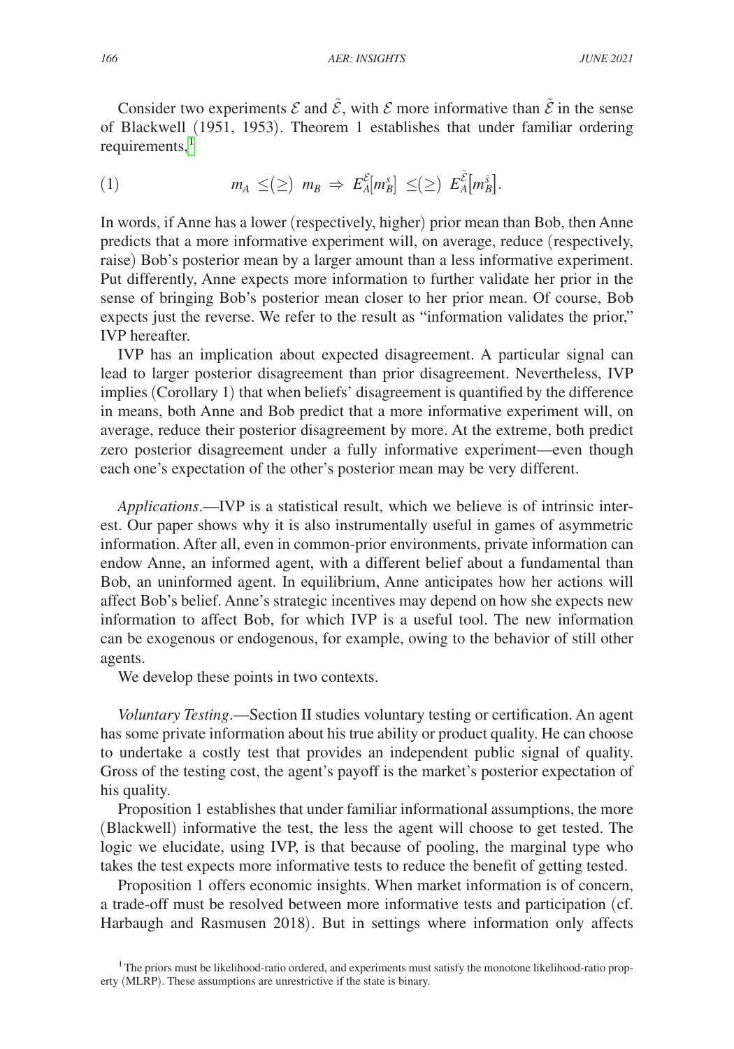Consider two experiments $\mathcal{E}$ and $\tilde{\mathcal{E}}$, with $\mathcal{E}$ more informative than $\tilde{\mathcal{E}}$ in the sense of Blackwell (1951, 1953). Theorem 1 establishes that under familiar ordering requirements,[1]

$$m_A \leq (\geq) \ m_B \Rightarrow E_A^{\mathcal{E}}[m_B^s] \leq (\geq) \ E_A^{\tilde{\mathcal{E}}}[m_B^{\tilde{s}}]. \tag{1}$$

In words, if Anne has a lower (respectively, higher) prior mean than Bob, then Anne predicts that a more informative experiment will, on average, reduce (respectively, raise) Bob's posterior mean by a larger amount than a less informative experiment. Put differently, Anne expects more information to further validate her prior in the sense of bringing Bob's posterior mean closer to her prior mean. Of course, Bob expects just the reverse. We refer to the result as "information validates the prior," IVP hereafter.

IVP has an implication about expected disagreement. A particular signal can lead to larger posterior disagreement than prior disagreement. Nevertheless, IVP implies (Corollary 1) that when beliefs' disagreement is quantified by the difference in means, both Anne and Bob predict that a more informative experiment will, on average, reduce their posterior disagreement by more. At the extreme, both predict zero posterior disagreement under a fully informative experiment—even though each one's expectation of the other's posterior mean may be very different.

*Applications*.—IVP is a statistical result, which we believe is of intrinsic interest. Our paper shows why it is also instrumentally useful in games of asymmetric information. After all, even in common-prior environments, private information can endow Anne, an informed agent, with a different belief about a fundamental than Bob, an uninformed agent. In equilibrium, Anne anticipates how her actions will affect Bob's belief. Anne's strategic incentives may depend on how she expects new information to affect Bob, for which IVP is a useful tool. The new information can be exogenous or endogenous, for example, owing to the behavior of still other agents.

We develop these points in two contexts.

*Voluntary Testing*.—Section II studies voluntary testing or certification. An agent has some private information about his true ability or product quality. He can choose to undertake a costly test that provides an independent public signal of quality. Gross of the testing cost, the agent's payoff is the market's posterior expectation of his quality.

Proposition 1 establishes that under familiar informational assumptions, the more (Blackwell) informative the test, the less the agent will choose to get tested. The logic we elucidate, using IVP, is that because of pooling, the marginal type who takes the test expects more informative tests to reduce the benefit of getting tested.

Proposition 1 offers economic insights. When market information is of concern, a trade-off must be resolved between more informative tests and participation (cf. Harbaugh and Rasmusen 2018). But in settings where information only affects

[1] The priors must be likelihood-ratio ordered, and experiments must satisfy the monotone likelihood-ratio property (MLRP). These assumptions are unrestrictive if the state is binary.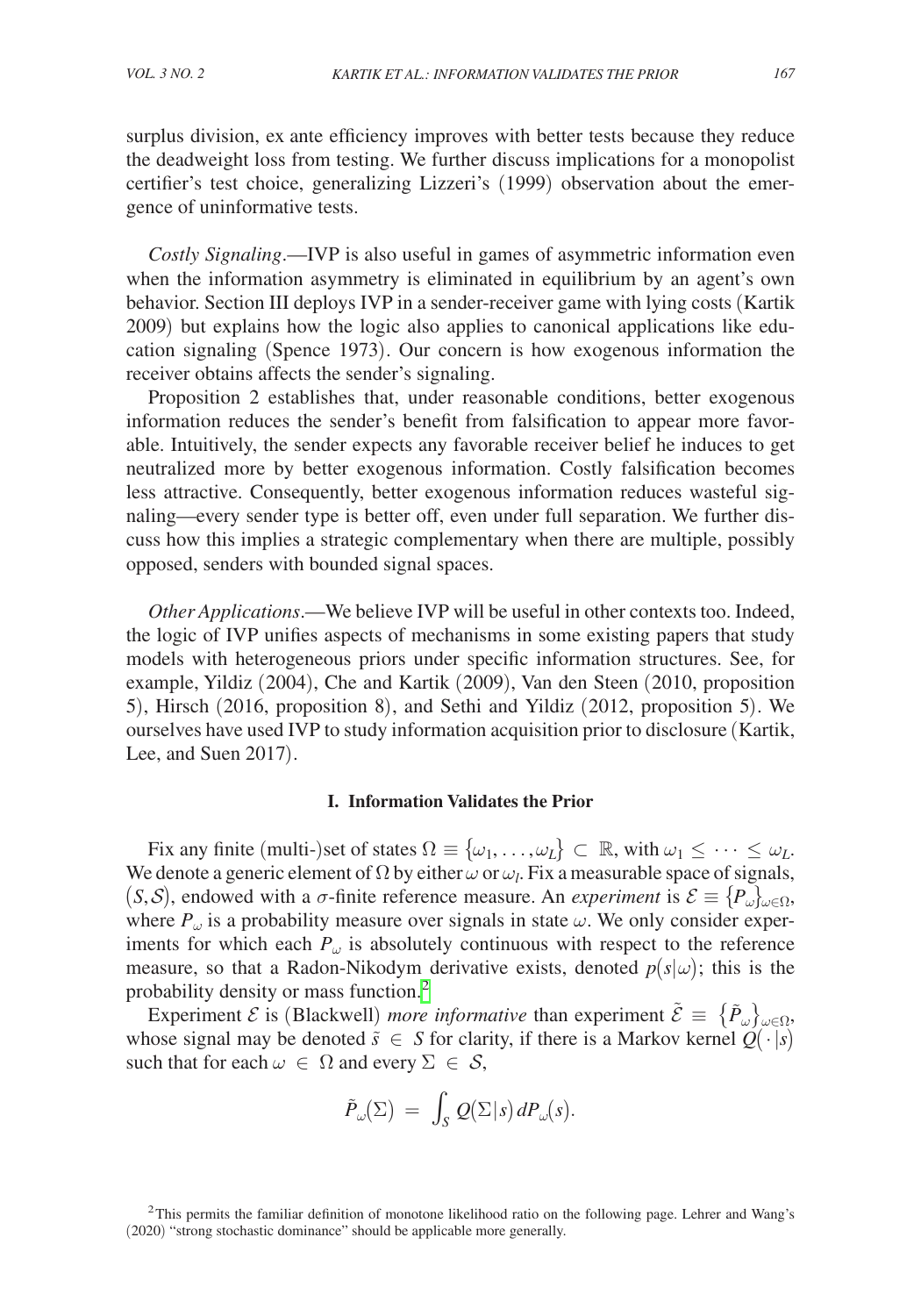surplus division, ex ante efficiency improves with better tests because they reduce the deadweight loss from testing. We further discuss implications for a monopolist certifier's test choice, generalizing Lizzeri's (1999) observation about the emergence of uninformative tests.

*Costly Signaling*.—IVP is also useful in games of asymmetric information even when the information asymmetry is eliminated in equilibrium by an agent's own behavior. Section III deploys IVP in a sender-receiver game with lying costs (Kartik 2009) but explains how the logic also applies to canonical applications like education signaling (Spence 1973). Our concern is how exogenous information the receiver obtains affects the sender's signaling.

Proposition 2 establishes that, under reasonable conditions, better exogenous information reduces the sender's benefit from falsification to appear more favorable. Intuitively, the sender expects any favorable receiver belief he induces to get neutralized more by better exogenous information. Costly falsification becomes less attractive. Consequently, better exogenous information reduces wasteful signaling—every sender type is better off, even under full separation. We further discuss how this implies a strategic complementary when there are multiple, possibly opposed, senders with bounded signal spaces.

*Other Applications*.—We believe IVP will be useful in other contexts too. Indeed, the logic of IVP unifies aspects of mechanisms in some existing papers that study models with heterogeneous priors under specific information structures. See, for example, Yildiz (2004), Che and Kartik (2009), Van den Steen (2010, proposition 5), Hirsch (2016, proposition 8), and Sethi and Yildiz (2012, proposition 5). We ourselves have used IVP to study information acquisition prior to disclosure (Kartik, Lee, and Suen 2017).

## I. Information Validates the Prior

Fix any finite (multi-)set of states $\Omega \equiv \{\omega_1, \ldots, \omega_L\} \subset \mathbb{R}$, with $\omega_1 \leq \cdots \leq \omega_L$. We denote a generic element of $\Omega$ by either $\omega$ or $\omega_l$. Fix a measurable space of signals, $(S, \mathcal{S})$, endowed with a $\sigma$-finite reference measure. An *experiment* is $\mathcal{E} \equiv \{P_\omega\}_{\omega \in \Omega}$, where $P_\omega$ is a probability measure over signals in state $\omega$. We only consider experiments for which each $P_\omega$ is absolutely continuous with respect to the reference measure, so that a Radon-Nikodym derivative exists, denoted $p(s|\omega)$; this is the probability density or mass function.[2]

Experiment $\mathcal{E}$ is (Blackwell) *more informative* than experiment $\tilde{\mathcal{E}} \equiv \{\tilde{P}_\omega\}_{\omega \in \Omega}$, whose signal may be denoted $\tilde{s} \in S$ for clarity, if there is a Markov kernel $Q(\cdot|s)$ such that for each $\omega \in \Omega$ and every $\Sigma \in \mathcal{S}$,

$$\tilde{P}_\omega(\Sigma) = \int_S Q(\Sigma|s)\, dP_\omega(s).$$

[2] This permits the familiar definition of monotone likelihood ratio on the following page. Lehrer and Wang's (2020) "strong stochastic dominance" should be applicable more generally.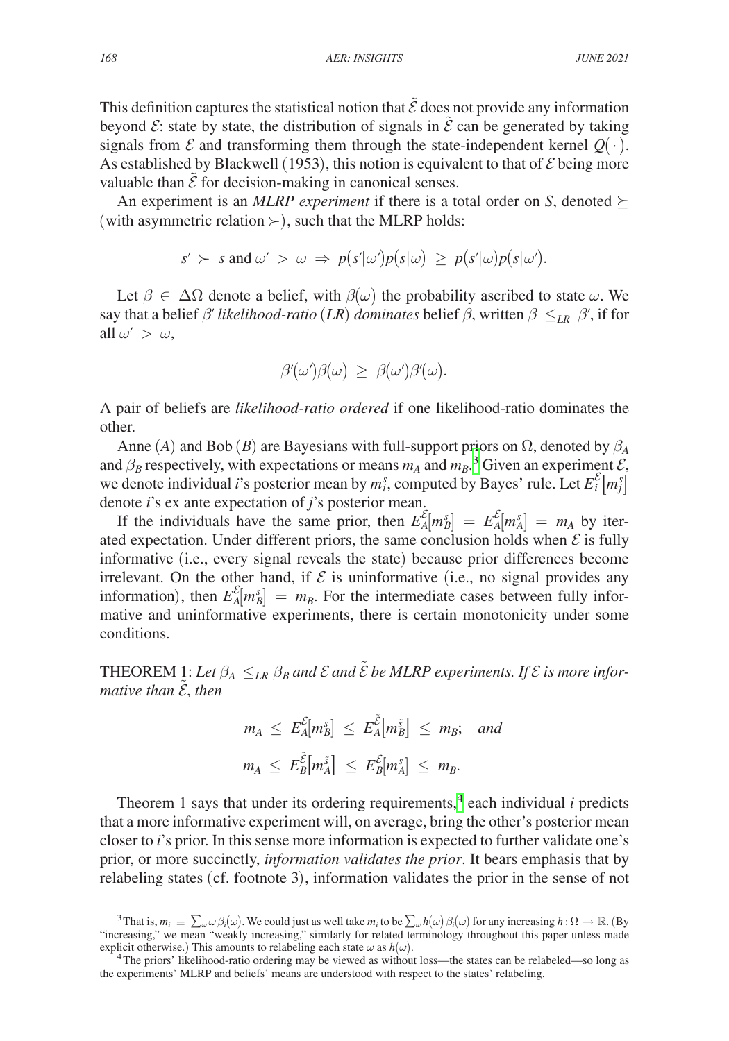This definition captures the statistical notion that $\tilde{\mathcal{E}}$ does not provide any information beyond $\mathcal{E}$: state by state, the distribution of signals in $\tilde{\mathcal{E}}$ can be generated by taking signals from $\mathcal{E}$ and transforming them through the state-independent kernel $Q(\cdot)$. As established by Blackwell (1953), this notion is equivalent to that of $\mathcal{E}$ being more valuable than $\tilde{\mathcal{E}}$ for decision-making in canonical senses.

An experiment is an *MLRP experiment* if there is a total order on $S$, denoted $\succeq$ (with asymmetric relation $\succ$), such that the MLRP holds:

$$s' \succ s \text{ and } \omega' > \omega \Rightarrow p(s'|\omega')p(s|\omega) \geq p(s'|\omega)p(s|\omega').$$

Let $\beta \in \Delta\Omega$ denote a belief, with $\beta(\omega)$ the probability ascribed to state $\omega$. We say that a belief $\beta'$ *likelihood-ratio* (*LR*) *dominates* belief $\beta$, written $\beta \leq_{LR} \beta'$, if for all $\omega' > \omega$,

$$\beta'(\omega')\beta(\omega) \geq \beta(\omega')\beta'(\omega).$$

A pair of beliefs are *likelihood-ratio ordered* if one likelihood-ratio dominates the other.

Anne ($A$) and Bob ($B$) are Bayesians with full-support priors on $\Omega$, denoted by $\beta_A$ and $\beta_B$ respectively, with expectations or means $m_A$ and $m_B$.[3] Given an experiment $\mathcal{E}$, we denote individual $i$'s posterior mean by $m_i^s$, computed by Bayes' rule. Let $E_i^{\mathcal{E}}[m_j^s]$ denote $i$'s ex ante expectation of $j$'s posterior mean.

If the individuals have the same prior, then $E_A^{\mathcal{E}}[m_B^s] = E_A^{\mathcal{E}}[m_A^s] = m_A$ by iterated expectation. Under different priors, the same conclusion holds when $\mathcal{E}$ is fully informative (i.e., every signal reveals the state) because prior differences become irrelevant. On the other hand, if $\mathcal{E}$ is uninformative (i.e., no signal provides any information), then $E_A^{\mathcal{E}}[m_B^s] = m_B$. For the intermediate cases between fully informative and uninformative experiments, there is certain monotonicity under some conditions.

THEOREM 1: *Let $\beta_A \leq_{LR} \beta_B$ and $\mathcal{E}$ and $\tilde{\mathcal{E}}$ be MLRP experiments. If $\mathcal{E}$ is more informative than $\tilde{\mathcal{E}}$, then*

$$m_A \leq E_A^{\mathcal{E}}[m_B^s] \leq E_A^{\tilde{\mathcal{E}}}[m_B^{\tilde{s}}] \leq m_B; \quad \text{and}$$

$$m_A \leq E_B^{\tilde{\mathcal{E}}}[m_A^{\tilde{s}}] \leq E_B^{\mathcal{E}}[m_A^s] \leq m_B.$$

Theorem 1 says that under its ordering requirements,[4] each individual $i$ predicts that a more informative experiment will, on average, bring the other's posterior mean closer to $i$'s prior. In this sense more information is expected to further validate one's prior, or more succinctly, *information validates the prior*. It bears emphasis that by relabeling states (cf. footnote 3), information validates the prior in the sense of not

[3] That is, $m_i \equiv \sum_\omega \omega \beta_i(\omega)$. We could just as well take $m_i$ to be $\sum_\omega h(\omega)\beta_i(\omega)$ for any increasing $h: \Omega \to \mathbb{R}$. (By "increasing," we mean "weakly increasing," similarly for related terminology throughout this paper unless made explicit otherwise.) This amounts to relabeling each state $\omega$ as $h(\omega)$.

[4] The priors' likelihood-ratio ordering may be viewed as without loss—the states can be relabeled—so long as the experiments' MLRP and beliefs' means are understood with respect to the states' relabeling.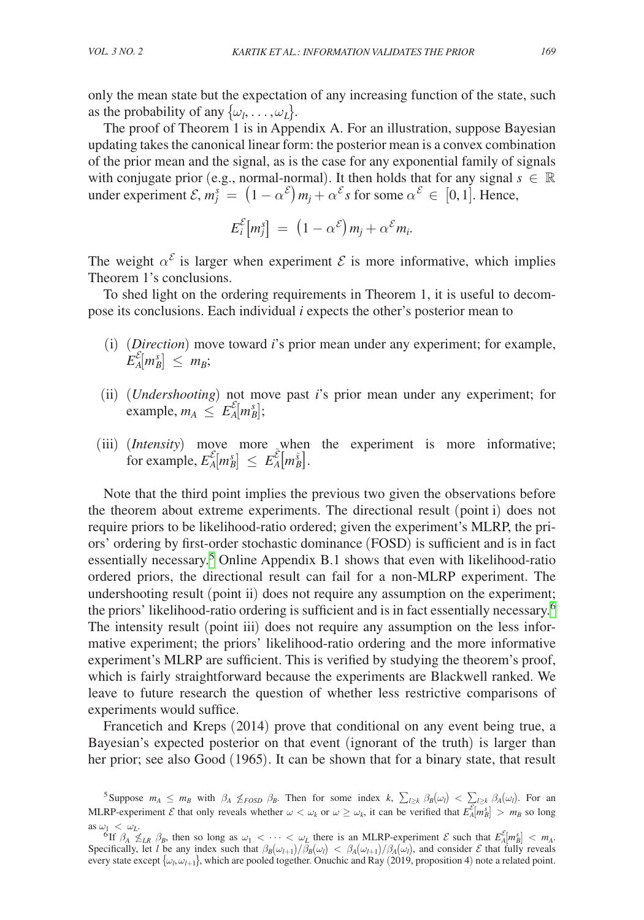only the mean state but the expectation of any increasing function of the state, such as the probability of any $\{\omega_l, \ldots, \omega_L\}$.

The proof of Theorem 1 is in Appendix A. For an illustration, suppose Bayesian updating takes the canonical linear form: the posterior mean is a convex combination of the prior mean and the signal, as is the case for any exponential family of signals with conjugate prior (e.g., normal-normal). It then holds that for any signal $s \in \mathbb{R}$ under experiment $\mathcal{E}$, $m_j^s = (1 - \alpha^{\mathcal{E}}) m_j + \alpha^{\mathcal{E}} s$ for some $\alpha^{\mathcal{E}} \in [0,1]$. Hence,

$$E_i^{\mathcal{E}}\big[m_j^s\big] = \big(1 - \alpha^{\mathcal{E}}\big) m_j + \alpha^{\mathcal{E}} m_i.$$

The weight $\alpha^{\mathcal{E}}$ is larger when experiment $\mathcal{E}$ is more informative, which implies Theorem 1's conclusions.

To shed light on the ordering requirements in Theorem 1, it is useful to decompose its conclusions. Each individual *i* expects the other's posterior mean to

(i) (*Direction*) move toward *i*'s prior mean under any experiment; for example, $E_A^{\mathcal{E}}[m_B^s] \leq m_B$;

(ii) (*Undershooting*) not move past *i*'s prior mean under any experiment; for example, $m_A \leq E_A^{\mathcal{E}}[m_B^s]$;

(iii) (*Intensity*) move more when the experiment is more informative; for example, $E_A^{\mathcal{E}}[m_B^s] \leq E_A^{\tilde{\mathcal{E}}}\big[m_B^{\tilde{s}}\big]$.

Note that the third point implies the previous two given the observations before the theorem about extreme experiments. The directional result (point i) does not require priors to be likelihood-ratio ordered; given the experiment's MLRP, the priors' ordering by first-order stochastic dominance (FOSD) is sufficient and is in fact essentially necessary.[5] Online Appendix B.1 shows that even with likelihood-ratio ordered priors, the directional result can fail for a non-MLRP experiment. The undershooting result (point ii) does not require any assumption on the experiment; the priors' likelihood-ratio ordering is sufficient and is in fact essentially necessary.[6] The intensity result (point iii) does not require any assumption on the less informative experiment; the priors' likelihood-ratio ordering and the more informative experiment's MLRP are sufficient. This is verified by studying the theorem's proof, which is fairly straightforward because the experiments are Blackwell ranked. We leave to future research the question of whether less restrictive comparisons of experiments would suffice.

Francetich and Kreps (2014) prove that conditional on any event being true, a Bayesian's expected posterior on that event (ignorant of the truth) is larger than her prior; see also Good (1965). It can be shown that for a binary state, that result

[5] Suppose $m_A \leq m_B$ with $\beta_A \not\leq_{FOSD} \beta_B$. Then for some index $k$, $\sum_{l \geq k} \beta_B(\omega_l) < \sum_{l \geq k} \beta_A(\omega_l)$. For an MLRP-experiment $\mathcal{E}$ that only reveals whether $\omega < \omega_k$ or $\omega \geq \omega_k$, it can be verified that $E_A^{\mathcal{E}}[m_B^s] > m_B$ so long as $\omega_1 < \omega_L$.

[6] If $\beta_A \not\leq_{LR} \beta_B$, then so long as $\omega_1 < \cdots < \omega_L$ there is an MLRP-experiment $\mathcal{E}$ such that $E_A^{\mathcal{E}}[m_B^s] < m_A$. Specifically, let $l$ be any index such that $\beta_B(\omega_{l+1})/\beta_B(\omega_l) < \beta_A(\omega_{l+1})/\beta_A(\omega_l)$, and consider $\mathcal{E}$ that fully reveals every state except $\{\omega_l, \omega_{l+1}\}$, which are pooled together. Onuchic and Ray (2019, proposition 4) note a related point.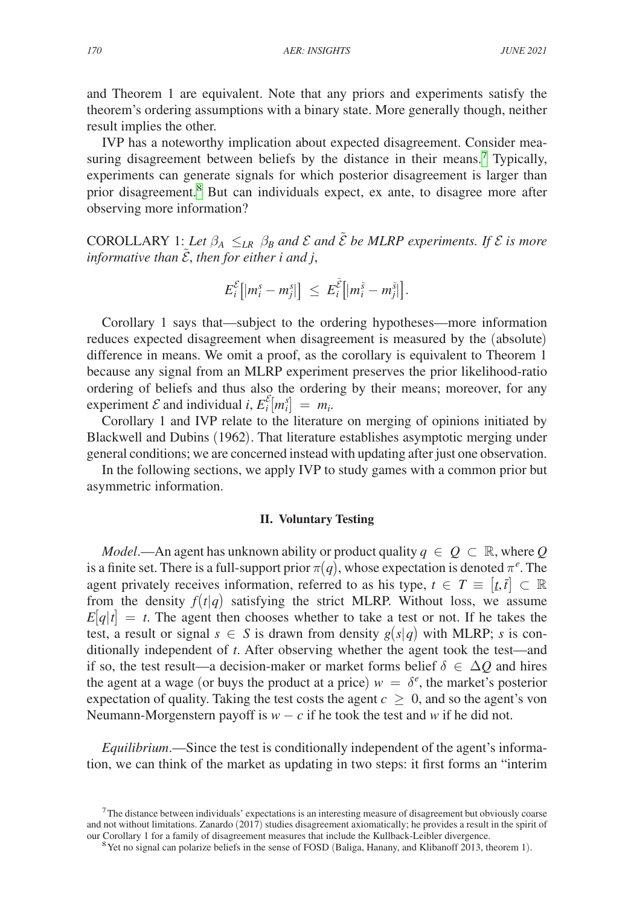and Theorem 1 are equivalent. Note that any priors and experiments satisfy the theorem's ordering assumptions with a binary state. More generally though, neither result implies the other.

IVP has a noteworthy implication about expected disagreement. Consider measuring disagreement between beliefs by the distance in their means.[7] Typically, experiments can generate signals for which posterior disagreement is larger than prior disagreement.[8] But can individuals expect, ex ante, to disagree more after observing more information?

COROLLARY 1: *Let $\beta_A \leq_{LR} \beta_B$ and $\mathcal{E}$ and $\tilde{\mathcal{E}}$ be MLRP experiments. If $\mathcal{E}$ is more informative than $\tilde{\mathcal{E}}$, then for either i and j,*

$$E_i^{\mathcal{E}}\left[|m_i^s - m_j^s|\right] \leq E_i^{\tilde{\mathcal{E}}}\left[|m_i^{\tilde{s}} - m_j^{\tilde{s}}|\right].$$

Corollary 1 says that—subject to the ordering hypotheses—more information reduces expected disagreement when disagreement is measured by the (absolute) difference in means. We omit a proof, as the corollary is equivalent to Theorem 1 because any signal from an MLRP experiment preserves the prior likelihood-ratio ordering of beliefs and thus also the ordering by their means; moreover, for any experiment $\mathcal{E}$ and individual $i$, $E_i^{\mathcal{E}}[m_i^s] = m_i$.

Corollary 1 and IVP relate to the literature on merging of opinions initiated by Blackwell and Dubins (1962). That literature establishes asymptotic merging under general conditions; we are concerned instead with updating after just one observation.

In the following sections, we apply IVP to study games with a common prior but asymmetric information.

## II. Voluntary Testing

*Model*.—An agent has unknown ability or product quality $q \in Q \subset \mathbb{R}$, where $Q$ is a finite set. There is a full-support prior $\pi(q)$, whose expectation is denoted $\pi^e$. The agent privately receives information, referred to as his type, $t \in T \equiv [\underline{t}, \bar{t}] \subset \mathbb{R}$ from the density $f(t|q)$ satisfying the strict MLRP. Without loss, we assume $E[q|t] = t$. The agent then chooses whether to take a test or not. If he takes the test, a result or signal $s \in S$ is drawn from density $g(s|q)$ with MLRP; $s$ is conditionally independent of $t$. After observing whether the agent took the test—and if so, the test result—a decision-maker or market forms belief $\delta \in \Delta Q$ and hires the agent at a wage (or buys the product at a price) $w = \delta^e$, the market's posterior expectation of quality. Taking the test costs the agent $c \geq 0$, and so the agent's von Neumann-Morgenstern payoff is $w - c$ if he took the test and $w$ if he did not.

*Equilibrium*.—Since the test is conditionally independent of the agent's information, we can think of the market as updating in two steps: it first forms an "interim

[7] The distance between individuals' expectations is an interesting measure of disagreement but obviously coarse and not without limitations. Zanardo (2017) studies disagreement axiomatically; he provides a result in the spirit of our Corollary 1 for a family of disagreement measures that include the Kullback-Leibler divergence.

[8] Yet no signal can polarize beliefs in the sense of FOSD (Baliga, Hanany, and Klibanoff 2013, theorem 1).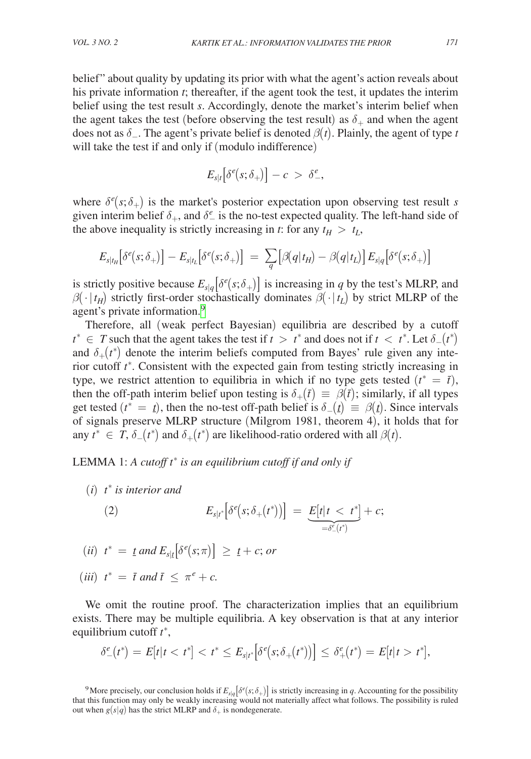belief" about quality by updating its prior with what the agent's action reveals about his private information $t$; thereafter, if the agent took the test, it updates the interim belief using the test result $s$. Accordingly, denote the market's interim belief when the agent takes the test (before observing the test result) as $\delta_+$ and when the agent does not as $\delta_-$. The agent's private belief is denoted $\beta(t)$. Plainly, the agent of type $t$ will take the test if and only if (modulo indifference)

$$E_{s|t}\big[\delta^e(s;\delta_+)\big] - c \;>\; \delta^e_-,$$

where $\delta^e(s;\delta_+)$ is the market's posterior expectation upon observing test result $s$ given interim belief $\delta_+$, and $\delta^e_-$ is the no-test expected quality. The left-hand side of the above inequality is strictly increasing in $t$: for any $t_H > t_L$,

$$E_{s|t_H}\big[\delta^e(s;\delta_+)\big] - E_{s|t_L}\big[\delta^e(s;\delta_+)\big] \;=\; \sum_q \big[\beta(q|t_H) - \beta(q|t_L)\big] E_{s|q}\big[\delta^e(s;\delta_+)\big]$$

is strictly positive because $E_{s|q}\big[\delta^e(s;\delta_+)\big]$ is increasing in $q$ by the test's MLRP, and $\beta(\cdot\,|\,t_H)$ strictly first-order stochastically dominates $\beta(\cdot\,|\,t_L)$ by strict MLRP of the agent's private information.[9]

Therefore, all (weak perfect Bayesian) equilibria are described by a cutoff $t^* \in T$ such that the agent takes the test if $t > t^*$ and does not if $t < t^*$. Let $\delta_-(t^*)$ and $\delta_+(t^*)$ denote the interim beliefs computed from Bayes' rule given any interior cutoff $t^*$. Consistent with the expected gain from testing strictly increasing in type, we restrict attention to equilibria in which if no type gets tested ($t^* = \bar{t}$), then the off-path interim belief upon testing is $\delta_+(\bar{t}) \equiv \beta(\bar{t})$; similarly, if all types get tested ($t^* = \underline{t}$), then the no-test off-path belief is $\delta_-(\underline{t}) \equiv \beta(\underline{t})$. Since intervals of signals preserve MLRP structure (Milgrom 1981, theorem 4), it holds that for any $t^* \in T$, $\delta_-(t^*)$ and $\delta_+(t^*)$ are likelihood-ratio ordered with all $\beta(t)$.

LEMMA 1: *A cutoff $t^*$ is an equilibrium cutoff if and only if*

(*i*) *$t^*$ is interior and*

$$E_{s|t^*}\big[\delta^e(s;\delta_+(t^*))\big] \;=\; \underbrace{E[t|t < t^*]}_{=\delta^e_-(t^*)} + c; \tag{2}$$

(*ii*) *$t^* = \underline{t}$ and $E_{s|\underline{t}}\big[\delta^e(s;\pi)\big] \geq \underline{t} + c$; or*

(*iii*) *$t^* = \bar{t}$ and $\bar{t} \leq \pi^e + c$.*

We omit the routine proof. The characterization implies that an equilibrium exists. There may be multiple equilibria. A key observation is that at any interior equilibrium cutoff $t^*$,

$$\delta^e_-(t^*) = E[t|t < t^*] < t^* \leq E_{s|t^*}\big[\delta^e(s;\delta_+(t^*))\big] \leq \delta^e_+(t^*) = E[t|t > t^*],$$

[9] More precisely, our conclusion holds if $E_{s|q}\big[\delta^e(s;\delta_+)\big]$ is strictly increasing in $q$. Accounting for the possibility that this function may only be weakly increasing would not materially affect what follows. The possibility is ruled out when $g(s|q)$ has the strict MLRP and $\delta_+$ is nondegenerate.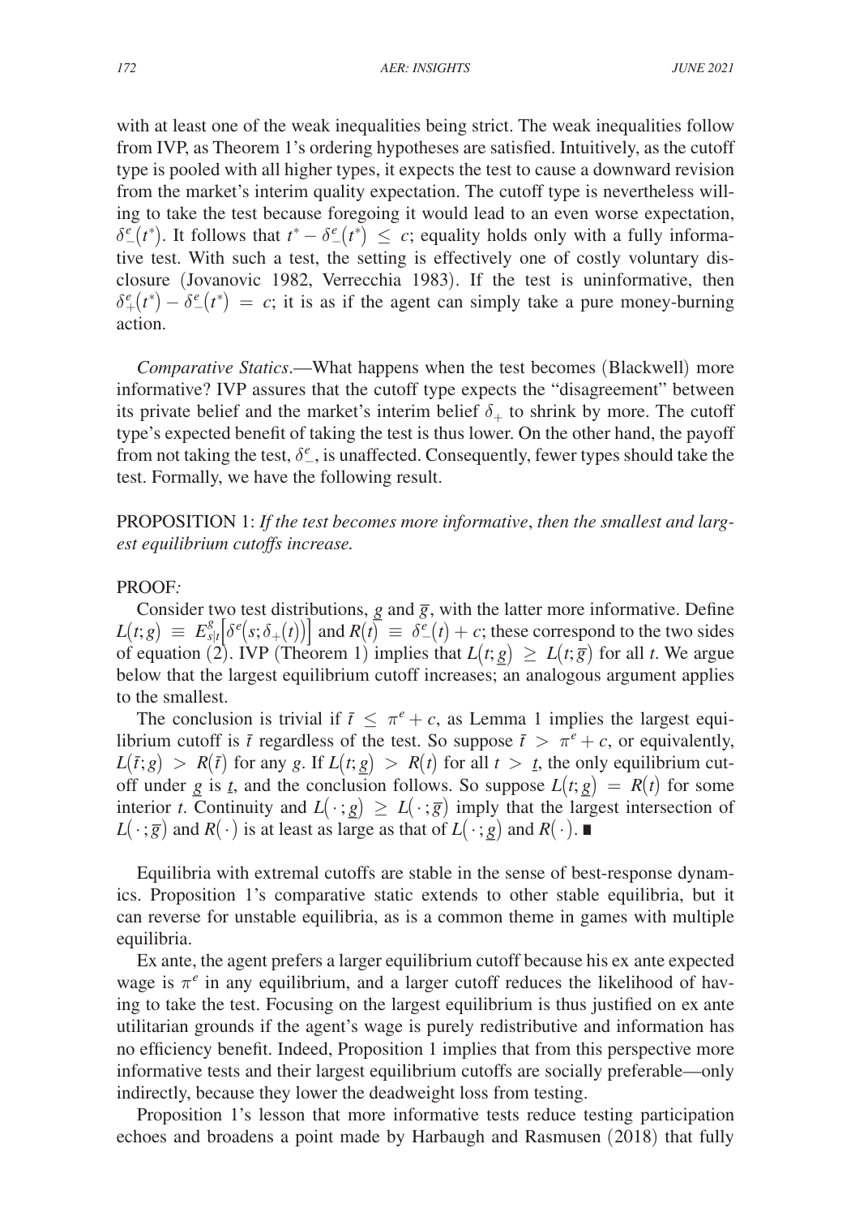with at least one of the weak inequalities being strict. The weak inequalities follow from IVP, as Theorem 1's ordering hypotheses are satisfied. Intuitively, as the cutoff type is pooled with all higher types, it expects the test to cause a downward revision from the market's interim quality expectation. The cutoff type is nevertheless willing to take the test because foregoing it would lead to an even worse expectation, $\delta^e_-(t^*)$. It follows that $t^* - \delta^e_-(t^*) \leq c$; equality holds only with a fully informative test. With such a test, the setting is effectively one of costly voluntary disclosure (Jovanovic 1982, Verrecchia 1983). If the test is uninformative, then $\delta^e_+(t^*) - \delta^e_-(t^*) = c$; it is as if the agent can simply take a pure money-burning action.

*Comparative Statics*.—What happens when the test becomes (Blackwell) more informative? IVP assures that the cutoff type expects the "disagreement" between its private belief and the market's interim belief $\delta_+$ to shrink by more. The cutoff type's expected benefit of taking the test is thus lower. On the other hand, the payoff from not taking the test, $\delta^e_-$, is unaffected. Consequently, fewer types should take the test. Formally, we have the following result.

PROPOSITION 1: *If the test becomes more informative, then the smallest and largest equilibrium cutoffs increase.*

PROOF*:*

Consider two test distributions, $\underline{g}$ and $\overline{g}$, with the latter more informative. Define $L(t; g) \equiv E^g_{s|t}\left[\delta^e(s; \delta_+(t))\right]$ and $R(t) \equiv \delta^e_-(t) + c$; these correspond to the two sides of equation (2). IVP (Theorem 1) implies that $L(t; \underline{g}) \geq L(t; \overline{g})$ for all $t$. We argue below that the largest equilibrium cutoff increases; an analogous argument applies to the smallest.

The conclusion is trivial if $\bar{t} \leq \pi^e + c$, as Lemma 1 implies the largest equilibrium cutoff is $\bar{t}$ regardless of the test. So suppose $\bar{t} > \pi^e + c$, or equivalently, $L(\bar{t}; g) > R(\bar{t})$ for any $g$. If $L(t; \underline{g}) > R(t)$ for all $t > \underline{t}$, the only equilibrium cutoff under $\underline{g}$ is $\underline{t}$, and the conclusion follows. So suppose $L(t; \underline{g}) = R(t)$ for some interior $t$. Continuity and $L(\cdot; \underline{g}) \geq L(\cdot; \overline{g})$ imply that the largest intersection of $L(\cdot; \overline{g})$ and $R(\cdot)$ is at least as large as that of $L(\cdot; \underline{g})$ and $R(\cdot)$. ∎

Equilibria with extremal cutoffs are stable in the sense of best-response dynamics. Proposition 1's comparative static extends to other stable equilibria, but it can reverse for unstable equilibria, as is a common theme in games with multiple equilibria.

Ex ante, the agent prefers a larger equilibrium cutoff because his ex ante expected wage is $\pi^e$ in any equilibrium, and a larger cutoff reduces the likelihood of having to take the test. Focusing on the largest equilibrium is thus justified on ex ante utilitarian grounds if the agent's wage is purely redistributive and information has no efficiency benefit. Indeed, Proposition 1 implies that from this perspective more informative tests and their largest equilibrium cutoffs are socially preferable—only indirectly, because they lower the deadweight loss from testing.

Proposition 1's lesson that more informative tests reduce testing participation echoes and broadens a point made by Harbaugh and Rasmusen (2018) that fully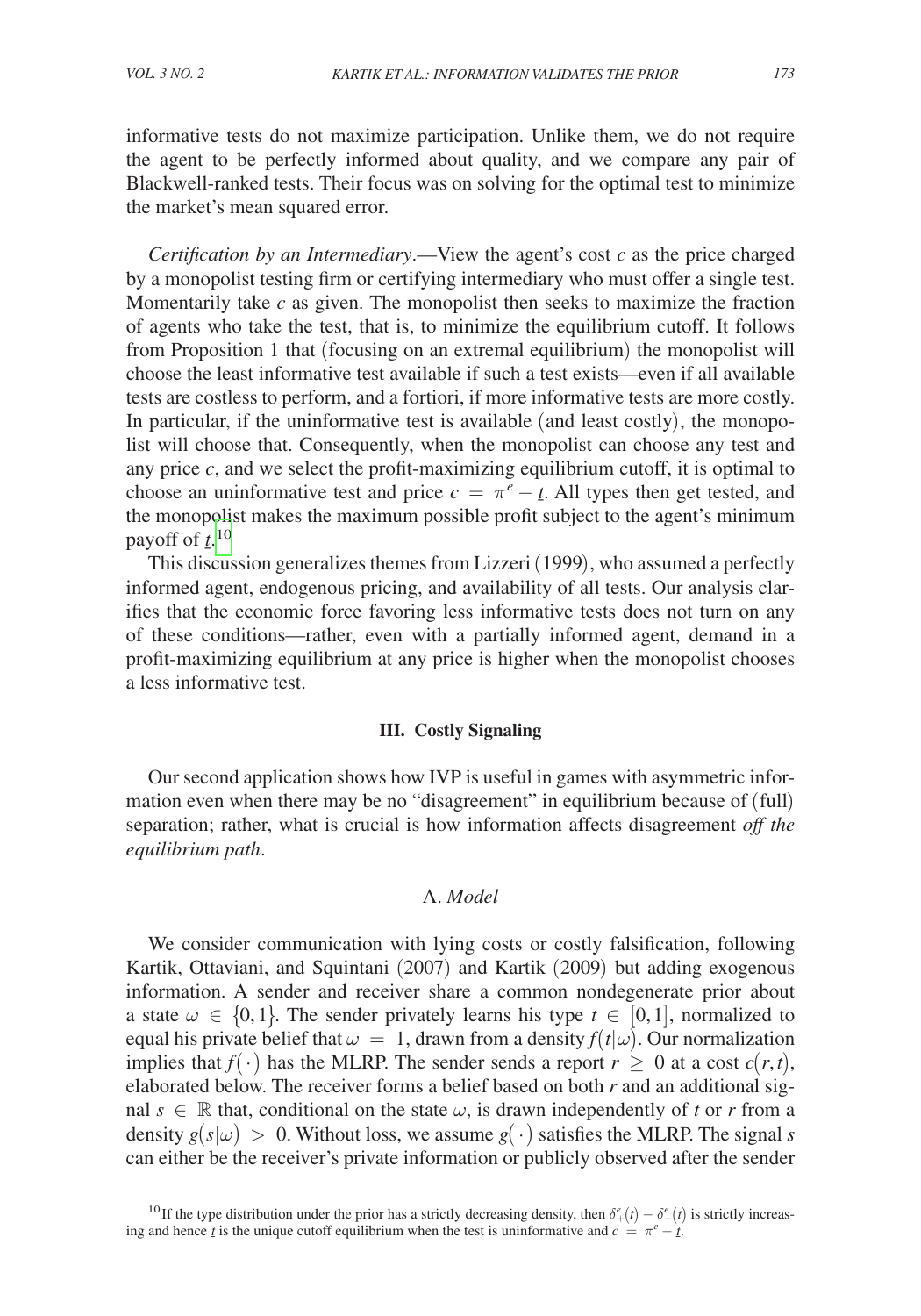informative tests do not maximize participation. Unlike them, we do not require the agent to be perfectly informed about quality, and we compare any pair of Blackwell-ranked tests. Their focus was on solving for the optimal test to minimize the market's mean squared error.

*Certification by an Intermediary*.—View the agent's cost $c$ as the price charged by a monopolist testing firm or certifying intermediary who must offer a single test. Momentarily take $c$ as given. The monopolist then seeks to maximize the fraction of agents who take the test, that is, to minimize the equilibrium cutoff. It follows from Proposition 1 that (focusing on an extremal equilibrium) the monopolist will choose the least informative test available if such a test exists—even if all available tests are costless to perform, and a fortiori, if more informative tests are more costly. In particular, if the uninformative test is available (and least costly), the monopolist will choose that. Consequently, when the monopolist can choose any test and any price $c$, and we select the profit-maximizing equilibrium cutoff, it is optimal to choose an uninformative test and price $c = \pi^e - \underline{t}$. All types then get tested, and the monopolist makes the maximum possible profit subject to the agent's minimum payoff of $\underline{t}$.[10]

This discussion generalizes themes from Lizzeri (1999), who assumed a perfectly informed agent, endogenous pricing, and availability of all tests. Our analysis clarifies that the economic force favoring less informative tests does not turn on any of these conditions—rather, even with a partially informed agent, demand in a profit-maximizing equilibrium at any price is higher when the monopolist chooses a less informative test.

## III. Costly Signaling

Our second application shows how IVP is useful in games with asymmetric information even when there may be no "disagreement" in equilibrium because of (full) separation; rather, what is crucial is how information affects disagreement *off the equilibrium path*.

### A. *Model*

We consider communication with lying costs or costly falsification, following Kartik, Ottaviani, and Squintani (2007) and Kartik (2009) but adding exogenous information. A sender and receiver share a common nondegenerate prior about a state $\omega \in \{0, 1\}$. The sender privately learns his type $t \in [0, 1]$, normalized to equal his private belief that $\omega = 1$, drawn from a density $f(t|\omega)$. Our normalization implies that $f(\cdot)$ has the MLRP. The sender sends a report $r \geq 0$ at a cost $c(r, t)$, elaborated below. The receiver forms a belief based on both $r$ and an additional signal $s \in \mathbb{R}$ that, conditional on the state $\omega$, is drawn independently of $t$ or $r$ from a density $g(s|\omega) > 0$. Without loss, we assume $g(\cdot)$ satisfies the MLRP. The signal $s$ can either be the receiver's private information or publicly observed after the sender

[10] If the type distribution under the prior has a strictly decreasing density, then $\delta_+^e(t) - \delta_-^e(t)$ is strictly increasing and hence $\underline{t}$ is the unique cutoff equilibrium when the test is uninformative and $c = \pi^e - \underline{t}$.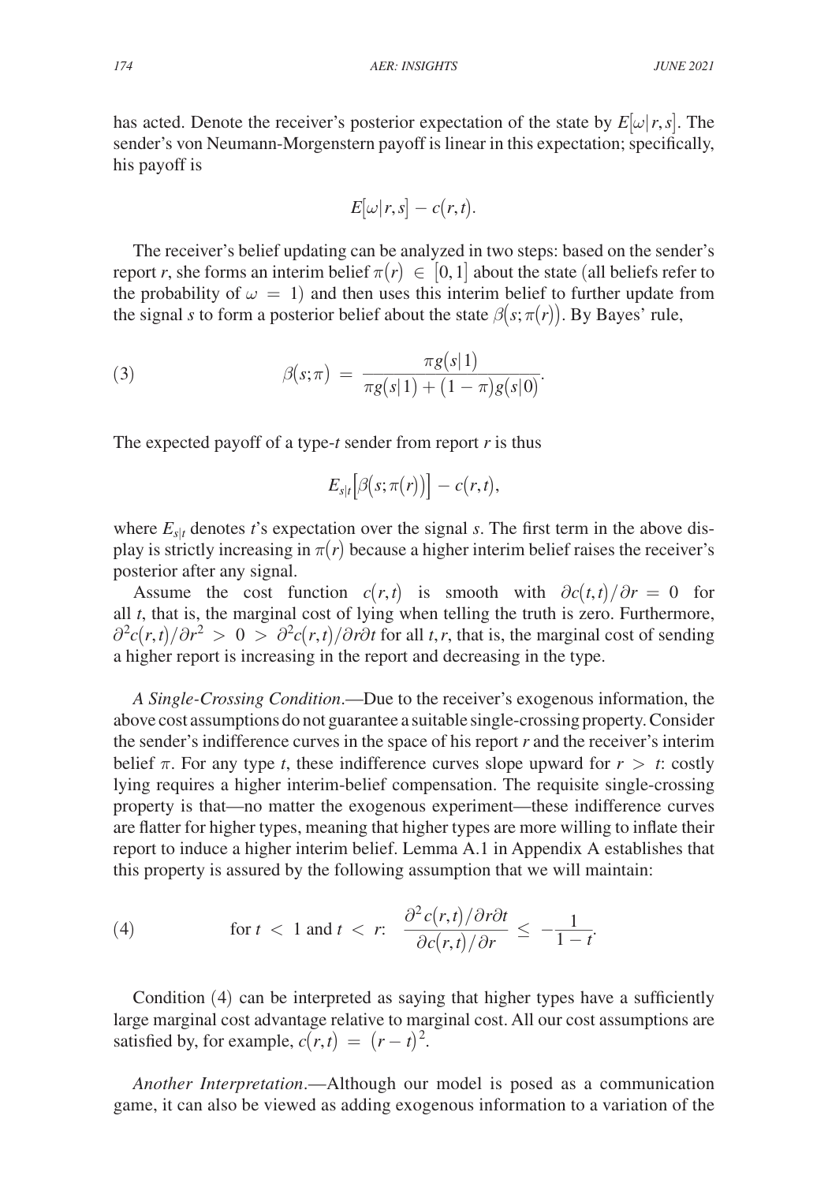has acted. Denote the receiver's posterior expectation of the state by $E[\omega | r, s]$. The sender's von Neumann-Morgenstern payoff is linear in this expectation; specifically, his payoff is

$$E[\omega | r, s] - c(r,t).$$

The receiver's belief updating can be analyzed in two steps: based on the sender's report $r$, she forms an interim belief $\pi(r) \in [0,1]$ about the state (all beliefs refer to the probability of $\omega = 1$) and then uses this interim belief to further update from the signal $s$ to form a posterior belief about the state $\beta(s; \pi(r))$. By Bayes' rule,

$$\beta(s;\pi) = \frac{\pi g(s|1)}{\pi g(s|1) + (1-\pi) g(s|0)}. \tag{3}$$

The expected payoff of a type-$t$ sender from report $r$ is thus

$$E_{s|t}\big[\beta(s;\pi(r))\big] - c(r,t),$$

where $E_{s|t}$ denotes $t$'s expectation over the signal $s$. The first term in the above display is strictly increasing in $\pi(r)$ because a higher interim belief raises the receiver's posterior after any signal.

Assume the cost function $c(r,t)$ is smooth with $\partial c(t,t)/\partial r = 0$ for all $t$, that is, the marginal cost of lying when telling the truth is zero. Furthermore, $\partial^2 c(r,t)/\partial r^2 > 0 > \partial^2 c(r,t)/\partial r \partial t$ for all $t, r$, that is, the marginal cost of sending a higher report is increasing in the report and decreasing in the type.

*A Single-Crossing Condition*.—Due to the receiver's exogenous information, the above cost assumptions do not guarantee a suitable single-crossing property. Consider the sender's indifference curves in the space of his report $r$ and the receiver's interim belief $\pi$. For any type $t$, these indifference curves slope upward for $r > t$: costly lying requires a higher interim-belief compensation. The requisite single-crossing property is that—no matter the exogenous experiment—these indifference curves are flatter for higher types, meaning that higher types are more willing to inflate their report to induce a higher interim belief. Lemma A.1 in Appendix A establishes that this property is assured by the following assumption that we will maintain:

$$\text{for } t < 1 \text{ and } t < r: \quad \frac{\partial^2 c(r,t)/\partial r \partial t}{\partial c(r,t)/\partial r} \leq -\frac{1}{1-t}. \tag{4}$$

Condition (4) can be interpreted as saying that higher types have a sufficiently large marginal cost advantage relative to marginal cost. All our cost assumptions are satisfied by, for example, $c(r,t) = (r-t)^2$.

*Another Interpretation*.—Although our model is posed as a communication game, it can also be viewed as adding exogenous information to a variation of the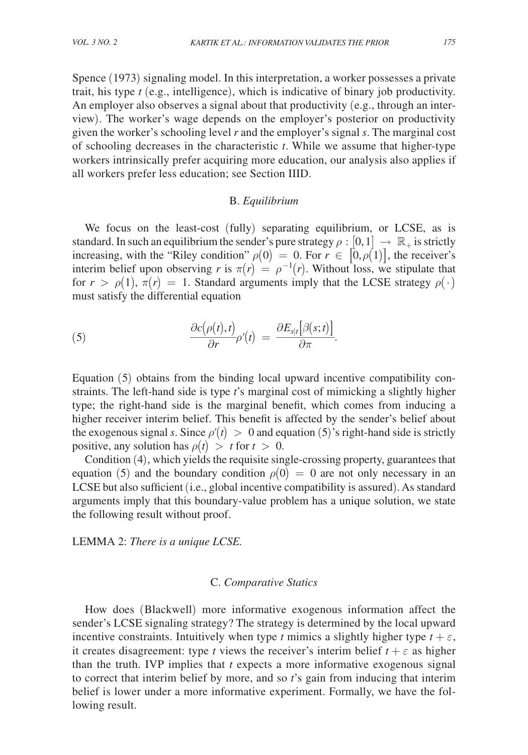Spence (1973) signaling model. In this interpretation, a worker possesses a private trait, his type $t$ (e.g., intelligence), which is indicative of binary job productivity. An employer also observes a signal about that productivity (e.g., through an interview). The worker's wage depends on the employer's posterior on productivity given the worker's schooling level $r$ and the employer's signal $s$. The marginal cost of schooling decreases in the characteristic $t$. While we assume that higher-type workers intrinsically prefer acquiring more education, our analysis also applies if all workers prefer less education; see Section IIID.

### B. *Equilibrium*

We focus on the least-cost (fully) separating equilibrium, or LCSE, as is standard. In such an equilibrium the sender's pure strategy $\rho : [0,1] \rightarrow \mathbb{R}_+$ is strictly increasing, with the "Riley condition" $\rho(0) = 0$. For $r \in [0, \rho(1)]$, the receiver's interim belief upon observing $r$ is $\pi(r) = \rho^{-1}(r)$. Without loss, we stipulate that for $r > \rho(1)$, $\pi(r) = 1$. Standard arguments imply that the LCSE strategy $\rho(\cdot)$ must satisfy the differential equation

$$\frac{\partial c(\rho(t), t)}{\partial r} \rho'(t) = \frac{\partial E_{s|t}[\beta(s;t)]}{\partial \pi}. \tag{5}$$

Equation (5) obtains from the binding local upward incentive compatibility constraints. The left-hand side is type $t$'s marginal cost of mimicking a slightly higher type; the right-hand side is the marginal benefit, which comes from inducing a higher receiver interim belief. This benefit is affected by the sender's belief about the exogenous signal $s$. Since $\rho'(t) > 0$ and equation (5)'s right-hand side is strictly positive, any solution has $\rho(t) > t$ for $t > 0$.

Condition (4), which yields the requisite single-crossing property, guarantees that equation (5) and the boundary condition $\rho(0) = 0$ are not only necessary in an LCSE but also sufficient (i.e., global incentive compatibility is assured). As standard arguments imply that this boundary-value problem has a unique solution, we state the following result without proof.

LEMMA 2: *There is a unique LCSE.*

### C. *Comparative Statics*

How does (Blackwell) more informative exogenous information affect the sender's LCSE signaling strategy? The strategy is determined by the local upward incentive constraints. Intuitively when type $t$ mimics a slightly higher type $t + \varepsilon$, it creates disagreement: type $t$ views the receiver's interim belief $t + \varepsilon$ as higher than the truth. IVP implies that $t$ expects a more informative exogenous signal to correct that interim belief by more, and so $t$'s gain from inducing that interim belief is lower under a more informative experiment. Formally, we have the following result.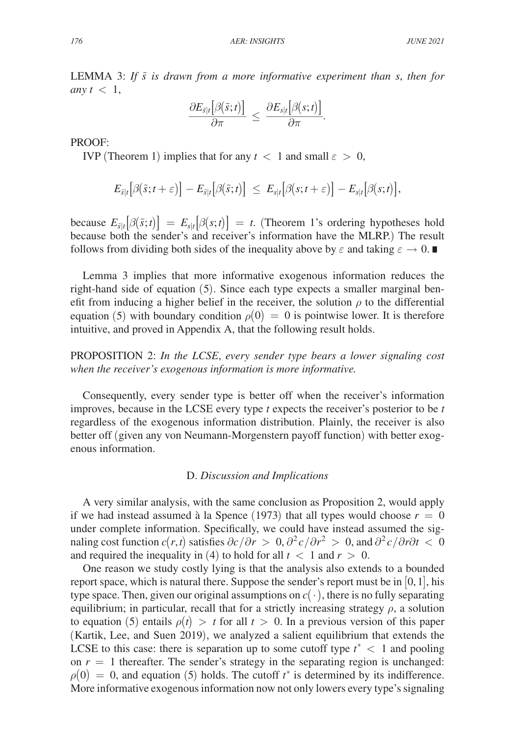LEMMA 3: *If $\tilde{s}$ is drawn from a more informative experiment than $s$, then for any $t < 1$,*

$$\frac{\partial E_{\tilde{s}|t}\big[\beta(\tilde{s};t)\big]}{\partial \pi} \leq \frac{\partial E_{s|t}\big[\beta(s;t)\big]}{\partial \pi}.$$

PROOF:

IVP (Theorem 1) implies that for any $t < 1$ and small $\varepsilon > 0$,

$$E_{\tilde{s}|t}\big[\beta(\tilde{s};t+\varepsilon)\big] - E_{\tilde{s}|t}\big[\beta(\tilde{s};t)\big] \leq E_{s|t}\big[\beta(s;t+\varepsilon)\big] - E_{s|t}\big[\beta(s;t)\big],$$

because $E_{\tilde{s}|t}\big[\beta(\tilde{s};t)\big] = E_{s|t}\big[\beta(s;t)\big] = t$. (Theorem 1's ordering hypotheses hold because both the sender's and receiver's information have the MLRP.) The result follows from dividing both sides of the inequality above by $\varepsilon$ and taking $\varepsilon \to 0$. ∎

Lemma 3 implies that more informative exogenous information reduces the right-hand side of equation (5). Since each type expects a smaller marginal benefit from inducing a higher belief in the receiver, the solution $\rho$ to the differential equation (5) with boundary condition $\rho(0) = 0$ is pointwise lower. It is therefore intuitive, and proved in Appendix A, that the following result holds.

PROPOSITION 2: *In the LCSE, every sender type bears a lower signaling cost when the receiver's exogenous information is more informative.*

Consequently, every sender type is better off when the receiver's information improves, because in the LCSE every type $t$ expects the receiver's posterior to be $t$ regardless of the exogenous information distribution. Plainly, the receiver is also better off (given any von Neumann-Morgenstern payoff function) with better exogenous information.

### D. *Discussion and Implications*

A very similar analysis, with the same conclusion as Proposition 2, would apply if we had instead assumed à la Spence (1973) that all types would choose $r = 0$ under complete information. Specifically, we could have instead assumed the signaling cost function $c(r,t)$ satisfies $\partial c/\partial r > 0, \partial^2 c/\partial r^2 > 0$, and $\partial^2 c/\partial r \partial t < 0$ and required the inequality in (4) to hold for all $t < 1$ and $r > 0$.

One reason we study costly lying is that the analysis also extends to a bounded report space, which is natural there. Suppose the sender's report must be in $[0,1]$, his type space. Then, given our original assumptions on $c(\cdot)$, there is no fully separating equilibrium; in particular, recall that for a strictly increasing strategy $\rho$, a solution to equation (5) entails $\rho(t) > t$ for all $t > 0$. In a previous version of this paper (Kartik, Lee, and Suen 2019), we analyzed a salient equilibrium that extends the LCSE to this case: there is separation up to some cutoff type $t^* < 1$ and pooling on $r = 1$ thereafter. The sender's strategy in the separating region is unchanged: $\rho(0) = 0$, and equation (5) holds. The cutoff $t^*$ is determined by its indifference. More informative exogenous information now not only lowers every type's signaling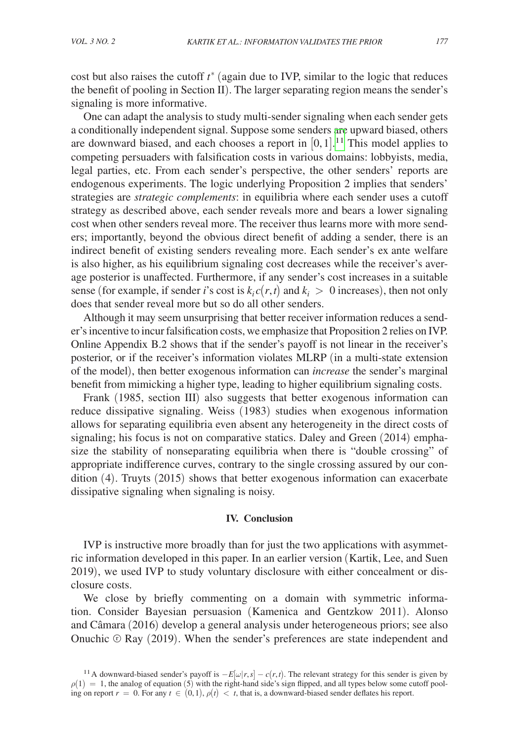cost but also raises the cutoff $t^*$ (again due to IVP, similar to the logic that reduces the benefit of pooling in Section II). The larger separating region means the sender's signaling is more informative.

One can adapt the analysis to study multi-sender signaling when each sender gets a conditionally independent signal. Suppose some senders are upward biased, others are downward biased, and each chooses a report in $[0,1]$.[11] This model applies to competing persuaders with falsification costs in various domains: lobbyists, media, legal parties, etc. From each sender's perspective, the other senders' reports are endogenous experiments. The logic underlying Proposition 2 implies that senders' strategies are *strategic complements*: in equilibria where each sender uses a cutoff strategy as described above, each sender reveals more and bears a lower signaling cost when other senders reveal more. The receiver thus learns more with more senders; importantly, beyond the obvious direct benefit of adding a sender, there is an indirect benefit of existing senders revealing more. Each sender's ex ante welfare is also higher, as his equilibrium signaling cost decreases while the receiver's average posterior is unaffected. Furthermore, if any sender's cost increases in a suitable sense (for example, if sender $i$'s cost is $k_i c(r,t)$ and $k_i > 0$ increases), then not only does that sender reveal more but so do all other senders.

Although it may seem unsurprising that better receiver information reduces a sender's incentive to incur falsification costs, we emphasize that Proposition 2 relies on IVP. Online Appendix B.2 shows that if the sender's payoff is not linear in the receiver's posterior, or if the receiver's information violates MLRP (in a multi-state extension of the model), then better exogenous information can *increase* the sender's marginal benefit from mimicking a higher type, leading to higher equilibrium signaling costs.

Frank (1985, section III) also suggests that better exogenous information can reduce dissipative signaling. Weiss (1983) studies when exogenous information allows for separating equilibria even absent any heterogeneity in the direct costs of signaling; his focus is not on comparative statics. Daley and Green (2014) emphasize the stability of nonseparating equilibria when there is "double crossing" of appropriate indifference curves, contrary to the single crossing assured by our condition (4). Truyts (2015) shows that better exogenous information can exacerbate dissipative signaling when signaling is noisy.

## IV. Conclusion

IVP is instructive more broadly than for just the two applications with asymmetric information developed in this paper. In an earlier version (Kartik, Lee, and Suen 2019), we used IVP to study voluntary disclosure with either concealment or disclosure costs.

We close by briefly commenting on a domain with symmetric information. Consider Bayesian persuasion (Kamenica and Gentzkow 2011). Alonso and Câmara (2016) develop a general analysis under heterogeneous priors; see also Onuchic ⓡ Ray (2019). When the sender's preferences are state independent and

[11] A downward-biased sender's payoff is $-E[\omega|r,s] - c(r,t)$. The relevant strategy for this sender is given by $\rho(1) = 1$, the analog of equation (5) with the right-hand side's sign flipped, and all types below some cutoff pooling on report $r = 0$. For any $t \in (0,1)$, $\rho(t) < t$, that is, a downward-biased sender deflates his report.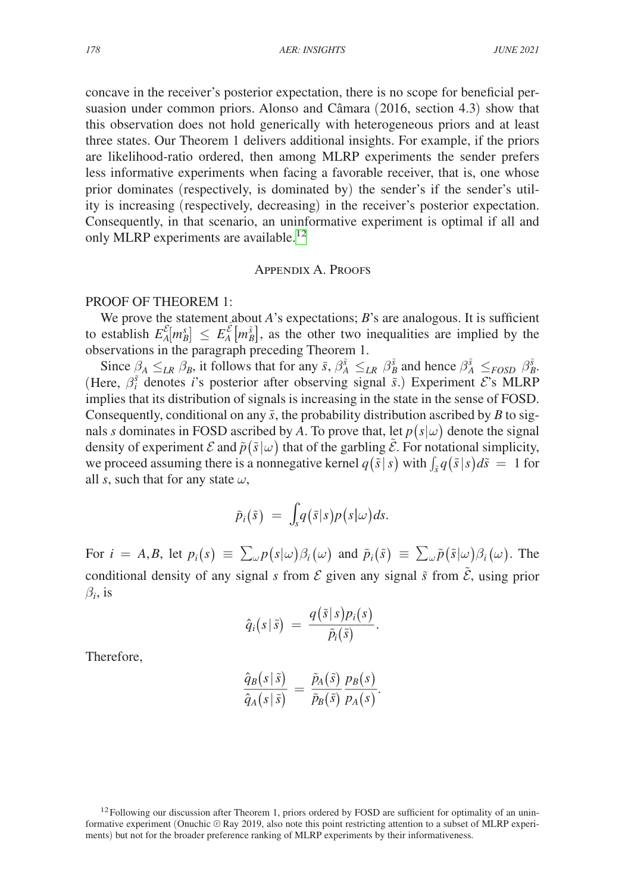concave in the receiver's posterior expectation, there is no scope for beneficial persuasion under common priors. Alonso and Câmara (2016, section 4.3) show that this observation does not hold generically with heterogeneous priors and at least three states. Our Theorem 1 delivers additional insights. For example, if the priors are likelihood-ratio ordered, then among MLRP experiments the sender prefers less informative experiments when facing a favorable receiver, that is, one whose prior dominates (respectively, is dominated by) the sender's if the sender's utility is increasing (respectively, decreasing) in the receiver's posterior expectation. Consequently, in that scenario, an uninformative experiment is optimal if all and only MLRP experiments are available.[12]

## Appendix A. Proofs

PROOF OF THEOREM 1:

We prove the statement about $A$'s expectations; $B$'s are analogous. It is sufficient to establish $E_A^{\mathcal{E}}[m_B^s] \leq E_A^{\tilde{\mathcal{E}}}[m_B^{\tilde{s}}]$, as the other two inequalities are implied by the observations in the paragraph preceding Theorem 1.

Since $\beta_A \leq_{LR} \beta_B$, it follows that for any $\tilde{s}$, $\beta_A^{\tilde{s}} \leq_{LR} \beta_B^{\tilde{s}}$ and hence $\beta_A^{\tilde{s}} \leq_{FOSD} \beta_B^{\tilde{s}}$. (Here, $\beta_i^{\tilde{s}}$ denotes $i$'s posterior after observing signal $\tilde{s}$.) Experiment $\mathcal{E}$'s MLRP implies that its distribution of signals is increasing in the state in the sense of FOSD. Consequently, conditional on any $\tilde{s}$, the probability distribution ascribed by $B$ to signals $s$ dominates in FOSD ascribed by $A$. To prove that, let $p(s|\omega)$ denote the signal density of experiment $\mathcal{E}$ and $\tilde{p}(\tilde{s}|\omega)$ that of the garbling $\tilde{\mathcal{E}}$. For notational simplicity, we proceed assuming there is a nonnegative kernel $q(\tilde{s}\,|\,s)$ with $\int_{\tilde{s}} q(\tilde{s}\,|\,s)d\tilde{s} = 1$ for all $s$, such that for any state $\omega$,

$$\tilde{p}_i(\tilde{s}) = \int_s q(\tilde{s}|s)p(s|\omega)ds.$$

For $i = A,B$, let $p_i(s) \equiv \sum_\omega p(s|\omega)\beta_i(\omega)$ and $\tilde{p}_i(\tilde{s}) \equiv \sum_\omega \tilde{p}(\tilde{s}|\omega)\beta_i(\omega)$. The conditional density of any signal $s$ from $\mathcal{E}$ given any signal $\tilde{s}$ from $\tilde{\mathcal{E}}$, using prior $\beta_i$, is

$$\hat{q}_i(s\,|\,\tilde{s}) = \frac{q(\tilde{s}\,|\,s)p_i(s)}{\tilde{p}_i(\tilde{s})}.$$

Therefore,

$$\frac{\hat{q}_B(s\,|\,\tilde{s})}{\hat{q}_A(s\,|\,\tilde{s})} = \frac{\tilde{p}_A(\tilde{s})}{\tilde{p}_B(\tilde{s})}\frac{p_B(s)}{p_A(s)}.$$

[12] Following our discussion after Theorem 1, priors ordered by FOSD are sufficient for optimality of an uninformative experiment (Onuchic ⓡ Ray 2019, also note this point restricting attention to a subset of MLRP experiments) but not for the broader preference ranking of MLRP experiments by their informativeness.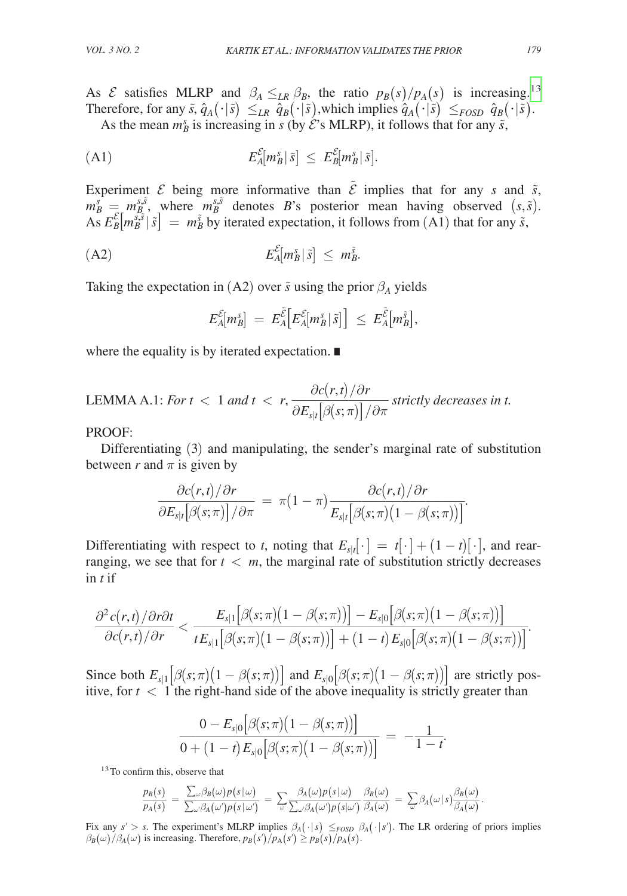As $\mathcal{E}$ satisfies MLRP and $\beta_A \leq_{LR} \beta_B$, the ratio $p_B(s)/p_A(s)$ is increasing.[13] Therefore, for any $\tilde{s}$, $\hat{q}_A(\cdot|\tilde{s}) \leq_{LR} \hat{q}_B(\cdot|\tilde{s})$, which implies $\hat{q}_A(\cdot|\tilde{s}) \leq_{FOSD} \hat{q}_B(\cdot|\tilde{s})$.

As the mean $m_B^s$ is increasing in $s$ (by $\mathcal{E}$'s MLRP), it follows that for any $\tilde{s}$,

$$\text{(A1)} \qquad E_A^{\mathcal{E}}[m_B^s|\tilde{s}] \leq E_B^{\mathcal{E}}[m_B^s|\tilde{s}].$$

Experiment $\mathcal{E}$ being more informative than $\tilde{\mathcal{E}}$ implies that for any $s$ and $\tilde{s}$, $m_B^s = m_B^{s,\tilde{s}}$, where $m_B^{s,\tilde{s}}$ denotes $B$'s posterior mean having observed $(s,\tilde{s})$. As $E_B^{\mathcal{E}}[m_B^{s,\tilde{s}}|\tilde{s}] = m_B^{\tilde{s}}$ by iterated expectation, it follows from (A1) that for any $\tilde{s}$,

$$\text{(A2)} \qquad E_A^{\mathcal{E}}[m_B^s|\tilde{s}] \leq m_B^{\tilde{s}}.$$

Taking the expectation in (A2) over $\tilde{s}$ using the prior $\beta_A$ yields

$$E_A^{\mathcal{E}}[m_B^s] = E_A^{\tilde{\mathcal{E}}}\left[E_A^{\mathcal{E}}[m_B^s|\tilde{s}]\right] \leq E_A^{\tilde{\mathcal{E}}}[m_B^{\tilde{s}}],$$

where the equality is by iterated expectation. ∎

LEMMA A.1: *For $t < 1$ and $t < r$, $\dfrac{\partial c(r,t)/\partial r}{\partial E_{s|t}[\beta(s;\pi)]/\partial \pi}$ strictly decreases in $t$.*

PROOF:

Differentiating (3) and manipulating, the sender's marginal rate of substitution between $r$ and $\pi$ is given by

$$\frac{\partial c(r,t)/\partial r}{\partial E_{s|t}[\beta(s;\pi)]/\partial \pi} = \pi(1-\pi)\frac{\partial c(r,t)/\partial r}{E_{s|t}[\beta(s;\pi)(1-\beta(s;\pi))]}.$$

Differentiating with respect to $t$, noting that $E_{s|t}[\cdot] = t[\cdot] + (1-t)[\cdot]$, and rearranging, we see that for $t < m$, the marginal rate of substitution strictly decreases in $t$ if

$$\frac{\partial^2 c(r,t)/\partial r \partial t}{\partial c(r,t)/\partial r} < \frac{E_{s|1}[\beta(s;\pi)(1-\beta(s;\pi))] - E_{s|0}[\beta(s;\pi)(1-\beta(s;\pi))]}{tE_{s|1}[\beta(s;\pi)(1-\beta(s;\pi))] + (1-t)E_{s|0}[\beta(s;\pi)(1-\beta(s;\pi))]}.$$

Since both $E_{s|1}[\beta(s;\pi)(1-\beta(s;\pi))]$ and $E_{s|0}[\beta(s;\pi)(1-\beta(s;\pi))]$ are strictly positive, for $t < 1$ the right-hand side of the above inequality is strictly greater than

$$\frac{0 - E_{s|0}[\beta(s;\pi)(1-\beta(s;\pi))]}{0 + (1-t)E_{s|0}[\beta(s;\pi)(1-\beta(s;\pi))]} = -\frac{1}{1-t}.$$

[13] To confirm this, observe that

$$\frac{p_B(s)}{p_A(s)} = \frac{\sum_\omega \beta_B(\omega)p(s|\omega)}{\sum_{\omega'}\beta_A(\omega')p(s|\omega')} = \sum_\omega \frac{\beta_A(\omega)p(s|\omega)}{\sum_{\omega'}\beta_A(\omega')p(s|\omega')}\frac{\beta_B(\omega)}{\beta_A(\omega)} = \sum_\omega \beta_A(\omega|s)\frac{\beta_B(\omega)}{\beta_A(\omega)}.$$

Fix any $s' > s$. The experiment's MLRP implies $\beta_A(\cdot|s) \leq_{FOSD} \beta_A(\cdot|s')$. The LR ordering of priors implies $\beta_B(\omega)/\beta_A(\omega)$ is increasing. Therefore, $p_B(s')/p_A(s') \geq p_B(s)/p_A(s)$.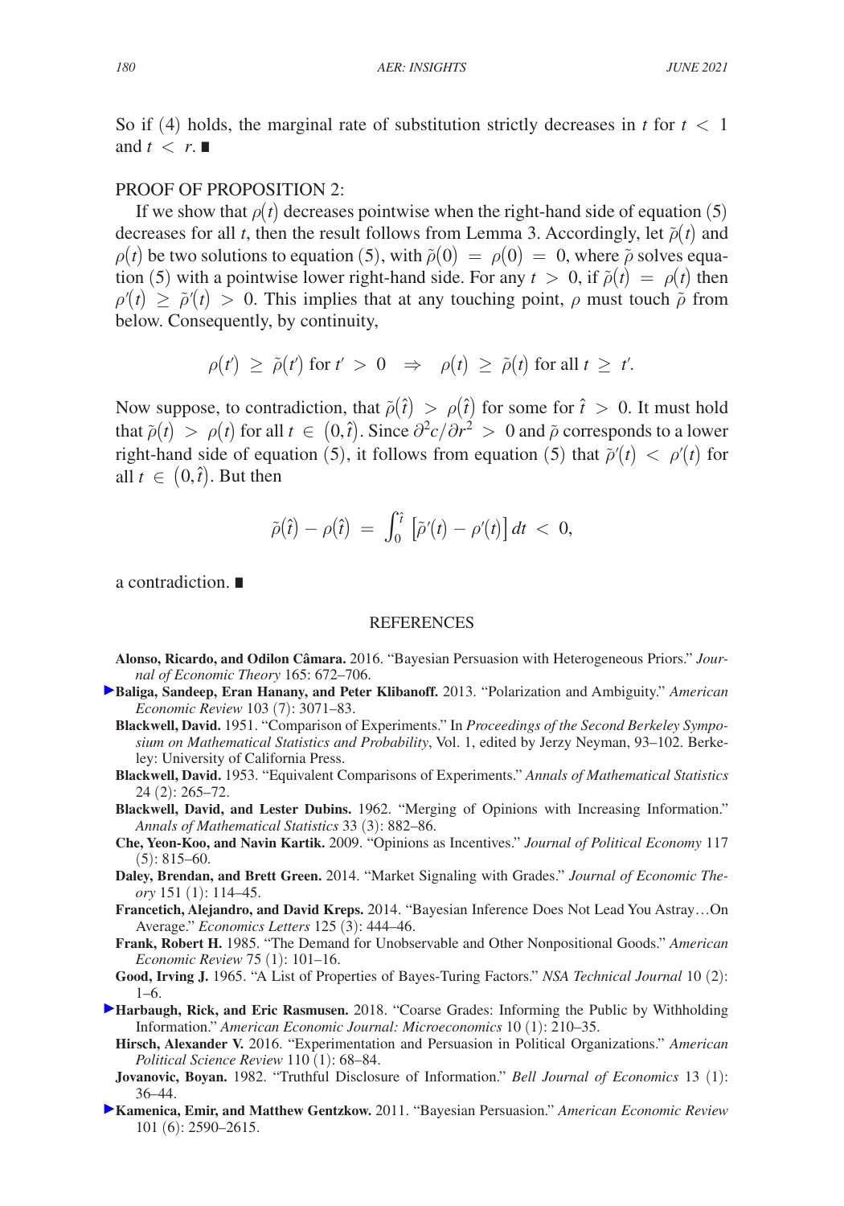So if (4) holds, the marginal rate of substitution strictly decreases in $t$ for $t < 1$ and $t < r$. ∎

PROOF OF PROPOSITION 2:

If we show that $\rho(t)$ decreases pointwise when the right-hand side of equation (5) decreases for all $t$, then the result follows from Lemma 3. Accordingly, let $\tilde{\rho}(t)$ and $\rho(t)$ be two solutions to equation (5), with $\tilde{\rho}(0) = \rho(0) = 0$, where $\tilde{\rho}$ solves equation (5) with a pointwise lower right-hand side. For any $t > 0$, if $\tilde{\rho}(t) = \rho(t)$ then $\rho'(t) \geq \tilde{\rho}'(t) > 0$. This implies that at any touching point, $\rho$ must touch $\tilde{\rho}$ from below. Consequently, by continuity,

$$\rho(t') \geq \tilde{\rho}(t') \text{ for } t' > 0 \quad \Rightarrow \quad \rho(t) \geq \tilde{\rho}(t) \text{ for all } t \geq t'.$$

Now suppose, to contradiction, that $\tilde{\rho}(\hat{t}) > \rho(\hat{t})$ for some for $\hat{t} > 0$. It must hold that $\tilde{\rho}(t) > \rho(t)$ for all $t \in (0, \hat{t})$. Since $\partial^2 c / \partial r^2 > 0$ and $\tilde{\rho}$ corresponds to a lower right-hand side of equation (5), it follows from equation (5) that $\tilde{\rho}'(t) < \rho'(t)$ for all $t \in (0, \hat{t})$. But then

$$\tilde{\rho}(\hat{t}) - \rho(\hat{t}) = \int_0^{\hat{t}} \left[\tilde{\rho}'(t) - \rho'(t)\right] dt < 0,$$

a contradiction. ∎

REFERENCES

**Alonso, Ricardo, and Odilon Câmara.** 2016. "Bayesian Persuasion with Heterogeneous Priors." *Journal of Economic Theory* 165: 672–706.

**Baliga, Sandeep, Eran Hanany, and Peter Klibanoff.** 2013. "Polarization and Ambiguity." *American Economic Review* 103 (7): 3071–83.

**Blackwell, David.** 1951. "Comparison of Experiments." In *Proceedings of the Second Berkeley Symposium on Mathematical Statistics and Probability*, Vol. 1, edited by Jerzy Neyman, 93–102. Berkeley: University of California Press.

**Blackwell, David.** 1953. "Equivalent Comparisons of Experiments." *Annals of Mathematical Statistics* 24 (2): 265–72.

**Blackwell, David, and Lester Dubins.** 1962. "Merging of Opinions with Increasing Information." *Annals of Mathematical Statistics* 33 (3): 882–86.

**Che, Yeon-Koo, and Navin Kartik.** 2009. "Opinions as Incentives." *Journal of Political Economy* 117 (5): 815–60.

**Daley, Brendan, and Brett Green.** 2014. "Market Signaling with Grades." *Journal of Economic Theory* 151 (1): 114–45.

**Francetich, Alejandro, and David Kreps.** 2014. "Bayesian Inference Does Not Lead You Astray…On Average." *Economics Letters* 125 (3): 444–46.

**Frank, Robert H.** 1985. "The Demand for Unobservable and Other Nonpositional Goods." *American Economic Review* 75 (1): 101–16.

**Good, Irving J.** 1965. "A List of Properties of Bayes-Turing Factors." *NSA Technical Journal* 10 (2): 1–6.

**Harbaugh, Rick, and Eric Rasmusen.** 2018. "Coarse Grades: Informing the Public by Withholding Information." *American Economic Journal: Microeconomics* 10 (1): 210–35.

**Hirsch, Alexander V.** 2016. "Experimentation and Persuasion in Political Organizations." *American Political Science Review* 110 (1): 68–84.

**Jovanovic, Boyan.** 1982. "Truthful Disclosure of Information." *Bell Journal of Economics* 13 (1): 36–44.

**Kamenica, Emir, and Matthew Gentzkow.** 2011. "Bayesian Persuasion." *American Economic Review* 101 (6): 2590–2615.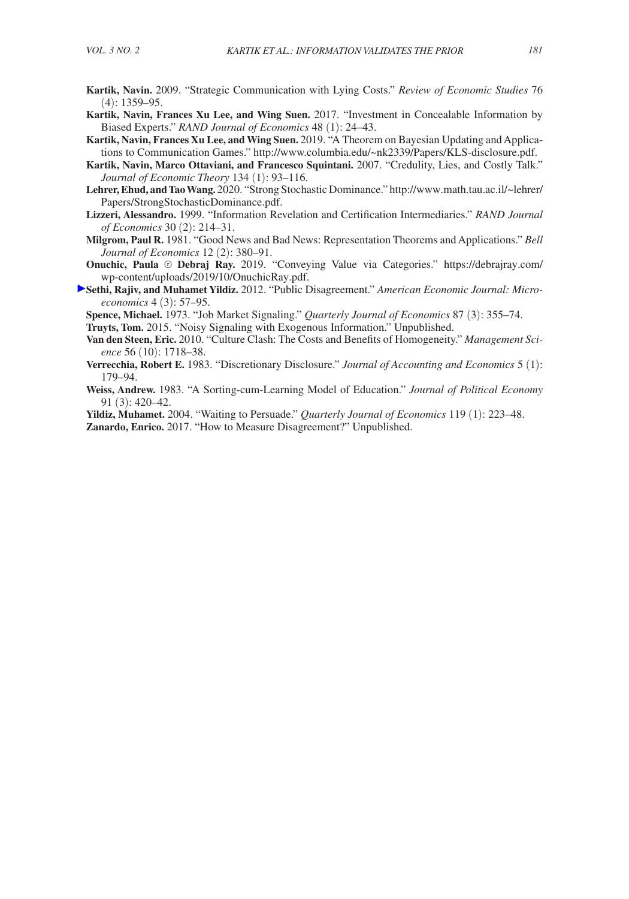**Kartik, Navin.** 2009. "Strategic Communication with Lying Costs." *Review of Economic Studies* 76 (4): 1359–95.

**Kartik, Navin, Frances Xu Lee, and Wing Suen.** 2017. "Investment in Concealable Information by Biased Experts." *RAND Journal of Economics* 48 (1): 24–43.

**Kartik, Navin, Frances Xu Lee, and Wing Suen.** 2019. "A Theorem on Bayesian Updating and Applications to Communication Games." http://www.columbia.edu/~nk2339/Papers/KLS-disclosure.pdf.

**Kartik, Navin, Marco Ottaviani, and Francesco Squintani.** 2007. "Credulity, Lies, and Costly Talk." *Journal of Economic Theory* 134 (1): 93–116.

**Lehrer, Ehud, and Tao Wang.** 2020. "Strong Stochastic Dominance." http://www.math.tau.ac.il/~lehrer/Papers/StrongStochasticDominance.pdf.

**Lizzeri, Alessandro.** 1999. "Information Revelation and Certification Intermediaries." *RAND Journal of Economics* 30 (2): 214–31.

**Milgrom, Paul R.** 1981. "Good News and Bad News: Representation Theorems and Applications." *Bell Journal of Economics* 12 (2): 380–91.

**Onuchic, Paula ⓡ Debraj Ray.** 2019. "Conveying Value via Categories." https://debrajray.com/wp-content/uploads/2019/10/OnuchicRay.pdf.

**Sethi, Rajiv, and Muhamet Yildiz.** 2012. "Public Disagreement." *American Economic Journal: Microeconomics* 4 (3): 57–95.

**Spence, Michael.** 1973. "Job Market Signaling." *Quarterly Journal of Economics* 87 (3): 355–74.

**Truyts, Tom.** 2015. "Noisy Signaling with Exogenous Information." Unpublished.

**Van den Steen, Eric.** 2010. "Culture Clash: The Costs and Benefits of Homogeneity." *Management Science* 56 (10): 1718–38.

**Verrecchia, Robert E.** 1983. "Discretionary Disclosure." *Journal of Accounting and Economics* 5 (1): 179–94.

**Weiss, Andrew.** 1983. "A Sorting-cum-Learning Model of Education." *Journal of Political Economy* 91 (3): 420–42.

**Yildiz, Muhamet.** 2004. "Waiting to Persuade." *Quarterly Journal of Economics* 119 (1): 223–48.

**Zanardo, Enrico.** 2017. "How to Measure Disagreement?" Unpublished.